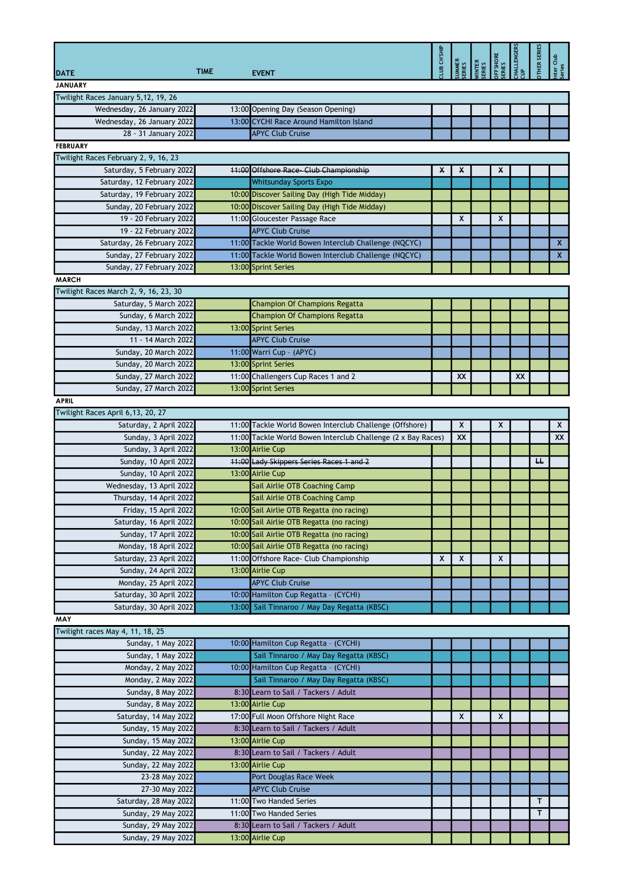| DATE | TIME | EVENT | CLUB CH'SHIP | SUMMER SERIES | WINTER SERIES | OFFSHORE SERIES | CHALLENGERS CUP | OTHER SERIES | Inter Club Series |
|---|---|---|---|---|---|---|---|---|---|
| **JANUARY** | | | | | | | | | |
| Twilight Races January 5,12, 19, 26 | | | | | | | | | |
| Wednesday, 26 January 2022 | 13:00 | Opening Day (Season Opening) | | | | | | | |
| Wednesday, 26 January 2022 | 13:00 | CYCHI Race Around Hamilton Island | | | | | | | |
| 28 - 31 January 2022 | | APYC Club Cruise | | | | | | | |
| **FEBRUARY** | | | | | | | | | |
| Twilight Races February 2, 9, 16, 23 | | | | | | | | | |
| Saturday, 5 February 2022 | ~~11:00~~ | ~~Offshore Race- Club Championship~~ | ~~X~~ | ~~X~~ | | ~~X~~ | | | |
| Saturday, 12 February 2022 | | Whitsunday Sports Expo | | | | | | | |
| Saturday, 19 February 2022 | 10:00 | Discover Sailing Day (High Tide Midday) | | | | | | | |
| Sunday, 20 February 2022 | 10:00 | Discover Sailing Day (High Tide Midday) | | | | | | | |
| 19 - 20 February 2022 | 11:00 | Gloucester Passage Race | | X | | X | | | |
| 19 - 22 February 2022 | | APYC Club Cruise | | | | | | | |
| Saturday, 26 February 2022 | 11:00 | Tackle World Bowen Interclub Challenge (NQCYC) | | | | | | | X |
| Sunday, 27 February 2022 | 11:00 | Tackle World Bowen Interclub Challenge (NQCYC) | | | | | | | X |
| Sunday, 27 February 2022 | 13:00 | Sprint Series | | | | | | | |
| **MARCH** | | | | | | | | | |
| Twilight Races March 2, 9, 16, 23, 30 | | | | | | | | | |
| Saturday, 5 March 2022 | | Champion Of Champions Regatta | | | | | | | |
| Sunday, 6 March 2022 | | Champion Of Champions Regatta | | | | | | | |
| Sunday, 13 March 2022 | 13:00 | Sprint Series | | | | | | | |
| 11 - 14 March 2022 | | APYC Club Cruise | | | | | | | |
| Sunday, 20 March 2022 | 11:00 | Warri Cup - (APYC) | | | | | | | |
| Sunday, 20 March 2022 | 13:00 | Sprint Series | | | | | | | |
| Sunday, 27 March 2022 | 11:00 | Challengers Cup Races 1 and 2 | | XX | | | XX | | |
| Sunday, 27 March 2022 | 13:00 | Sprint Series | | | | | | | |
| **APRIL** | | | | | | | | | |
| Twilight Races April 6,13, 20, 27 | | | | | | | | | |
| Saturday, 2 April 2022 | 11:00 | Tackle World Bowen Interclub Challenge (Offshore) | | X | | X | | | X |
| Sunday, 3 April 2022 | 11:00 | Tackle World Bowen Interclub Challenge (2 x Bay Races) | XX | | | | | | XX |
| Sunday, 3 April 2022 | 13:00 | Airlie Cup | | | | | | | |
| Sunday, 10 April 2022 | ~~11:00~~ | ~~Lady Skippers Series Races 1 and 2~~ | | | | | | ~~LL~~ | |
| Sunday, 10 April 2022 | 13:00 | Airlie Cup | | | | | | | |
| Wednesday, 13 April 2022 | | Sail Airlie OTB Coaching Camp | | | | | | | |
| Thursday, 14 April 2022 | | Sail Airlie OTB Coaching Camp | | | | | | | |
| Friday, 15 April 2022 | 10:00 | Sail Airlie OTB Regatta (no racing) | | | | | | | |
| Saturday, 16 April 2022 | 10:00 | Sail Airlie OTB Regatta (no racing) | | | | | | | |
| Sunday, 17 April 2022 | 10:00 | Sail Airlie OTB Regatta (no racing) | | | | | | | |
| Monday, 18 April 2022 | 10:00 | Sail Airlie OTB Regatta (no racing) | | | | | | | |
| Saturday, 23 April 2022 | 11:00 | Offshore Race- Club Championship | X | X | | X | | | |
| Sunday, 24 April 2022 | 13:00 | Airlie Cup | | | | | | | |
| Monday, 25 April 2022 | | APYC Club Cruise | | | | | | | |
| Saturday, 30 April 2022 | 10:00 | Hamilton Cup Regatta - (CYCHI) | | | | | | | |
| Saturday, 30 April 2022 | 13:00 | Sail Tinnaroo / May Day Regatta (KBSC) | | | | | | | |
| **MAY** | | | | | | | | | |
| Twilight races May 4, 11, 18, 25 | | | | | | | | | |
| Sunday, 1 May 2022 | 10:00 | Hamilton Cup Regatta - (CYCHI) | | | | | | | |
| Sunday, 1 May 2022 | | Sail Tinnaroo / May Day Regatta (KBSC) | | | | | | | |
| Monday, 2 May 2022 | 10:00 | Hamilton Cup Regatta - (CYCHI) | | | | | | | |
| Monday, 2 May 2022 | | Sail Tinnaroo / May Day Regatta (KBSC) | | | | | | | |
| Sunday, 8 May 2022 | 8:30 | Learn to Sail / Tackers / Adult | | | | | | | |
| Sunday, 8 May 2022 | 13:00 | Airlie Cup | | | | | | | |
| Saturday, 14 May 2022 | 17:00 | Full Moon Offshore Night Race | | X | | X | | | |
| Sunday, 15 May 2022 | 8:30 | Learn to Sail / Tackers / Adult | | | | | | | |
| Sunday, 15 May 2022 | 13:00 | Airlie Cup | | | | | | | |
| Sunday, 22 May 2022 | 8:30 | Learn to Sail / Tackers / Adult | | | | | | | |
| Sunday, 22 May 2022 | 13:00 | Airlie Cup | | | | | | | |
| 23-28 May 2022 | | Port Douglas Race Week | | | | | | | |
| 27-30 May 2022 | | APYC Club Cruise | | | | | | | |
| Saturday, 28 May 2022 | 11:00 | Two Handed Series | | | | | | T | |
| Sunday, 29 May 2022 | 11:00 | Two Handed Series | | | | | | T | |
| Sunday, 29 May 2022 | 8:30 | Learn to Sail / Tackers / Adult | | | | | | | |
| Sunday, 29 May 2022 | 13:00 | Airlie Cup | | | | | | | |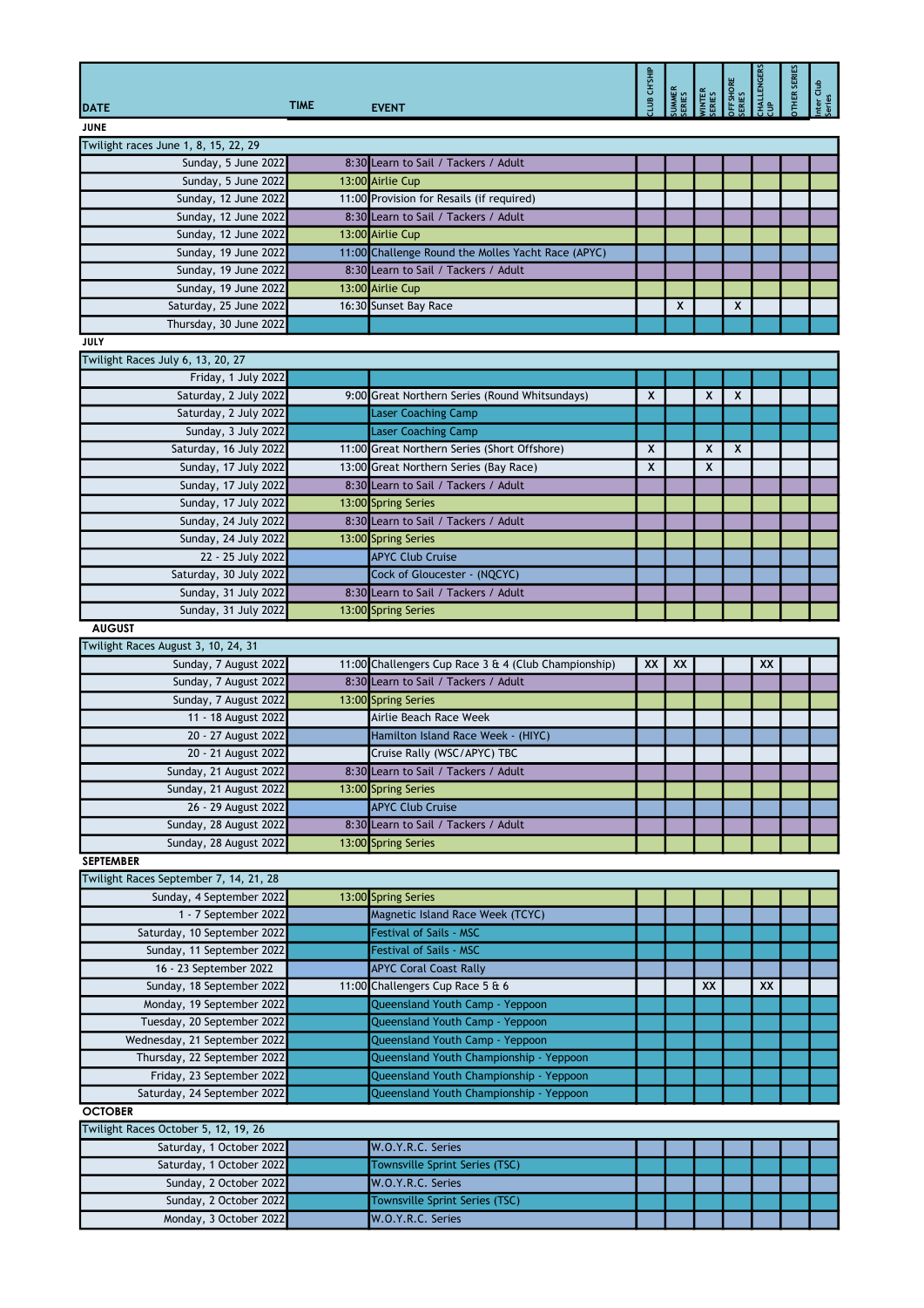| DATE | TIME | EVENT | CLUB CH'SHIP | SUMMER SERIES | WINTER SERIES | OFFSHORE SERIES | CHALLENGERS CUP | OTHER SERIES | Inter Club Series |
|---|---|---|---|---|---|---|---|---|---|
| **JUNE** | | | | | | | | | |
| Twilight races June 1, 8, 15, 22, 29 | | | | | | | | | |
| Sunday, 5 June 2022 | 8:30 | Learn to Sail / Tackers / Adult | | | | | | | |
| Sunday, 5 June 2022 | 13:00 | Airlie Cup | | | | | | | |
| Sunday, 12 June 2022 | 11:00 | Provision for Resails (if required) | | | | | | | |
| Sunday, 12 June 2022 | 8:30 | Learn to Sail / Tackers / Adult | | | | | | | |
| Sunday, 12 June 2022 | 13:00 | Airlie Cup | | | | | | | |
| Sunday, 19 June 2022 | 11:00 | Challenge Round the Molles Yacht Race (APYC) | | | | | | | |
| Sunday, 19 June 2022 | 8:30 | Learn to Sail / Tackers / Adult | | | | | | | |
| Sunday, 19 June 2022 | 13:00 | Airlie Cup | | | | | | | |
| Saturday, 25 June 2022 | 16:30 | Sunset Bay Race | | X | | X | | | |
| Thursday, 30 June 2022 | | | | | | | | | |
| **JULY** | | | | | | | | | |
| Twilight Races July 6, 13, 20, 27 | | | | | | | | | |
| Friday, 1 July 2022 | | | | | | | | | |
| Saturday, 2 July 2022 | 9:00 | Great Northern Series (Round Whitsundays) | X | | X | X | | | |
| Saturday, 2 July 2022 | | Laser Coaching Camp | | | | | | | |
| Sunday, 3 July 2022 | | Laser Coaching Camp | | | | | | | |
| Saturday, 16 July 2022 | 11:00 | Great Northern Series (Short Offshore) | X | | X | X | | | |
| Sunday, 17 July 2022 | 13:00 | Great Northern Series (Bay Race) | X | | X | | | | |
| Sunday, 17 July 2022 | 8:30 | Learn to Sail / Tackers / Adult | | | | | | | |
| Sunday, 17 July 2022 | 13:00 | Spring Series | | | | | | | |
| Sunday, 24 July 2022 | 8:30 | Learn to Sail / Tackers / Adult | | | | | | | |
| Sunday, 24 July 2022 | 13:00 | Spring Series | | | | | | | |
| 22 - 25 July 2022 | | APYC Club Cruise | | | | | | | |
| Saturday, 30 July 2022 | | Cock of Gloucester - (NQCYC) | | | | | | | |
| Sunday, 31 July 2022 | 8:30 | Learn to Sail / Tackers / Adult | | | | | | | |
| Sunday, 31 July 2022 | 13:00 | Spring Series | | | | | | | |
| **AUGUST** | | | | | | | | | |
| Twilight Races August 3, 10, 24, 31 | | | | | | | | | |
| Sunday, 7 August 2022 | 11:00 | Challengers Cup Race 3 & 4 (Club Championship) | XX | XX | | | XX | | |
| Sunday, 7 August 2022 | 8:30 | Learn to Sail / Tackers / Adult | | | | | | | |
| Sunday, 7 August 2022 | 13:00 | Spring Series | | | | | | | |
| 11 - 18 August 2022 | | Airlie Beach Race Week | | | | | | | |
| 20 - 27 August 2022 | | Hamilton Island Race Week - (HIYC) | | | | | | | |
| 20 - 21 August 2022 | | Cruise Rally (WSC/APYC) TBC | | | | | | | |
| Sunday, 21 August 2022 | 8:30 | Learn to Sail / Tackers / Adult | | | | | | | |
| Sunday, 21 August 2022 | 13:00 | Spring Series | | | | | | | |
| 26 - 29 August 2022 | | APYC Club Cruise | | | | | | | |
| Sunday, 28 August 2022 | 8:30 | Learn to Sail / Tackers / Adult | | | | | | | |
| Sunday, 28 August 2022 | 13:00 | Spring Series | | | | | | | |
| **SEPTEMBER** | | | | | | | | | |
| Twilight Races September 7, 14, 21, 28 | | | | | | | | | |
| Sunday, 4 September 2022 | 13:00 | Spring Series | | | | | | | |
| 1 - 7 September 2022 | | Magnetic Island Race Week (TCYC) | | | | | | | |
| Saturday, 10 September 2022 | | Festival of Sails - MSC | | | | | | | |
| Sunday, 11 September 2022 | | Festival of Sails - MSC | | | | | | | |
| 16 - 23 September 2022 | | APYC Coral Coast Rally | | | | | | | |
| Sunday, 18 September 2022 | 11:00 | Challengers Cup Race 5 & 6 | | | XX | | XX | | |
| Monday, 19 September 2022 | | Queensland Youth Camp - Yeppoon | | | | | | | |
| Tuesday, 20 September 2022 | | Queensland Youth Camp - Yeppoon | | | | | | | |
| Wednesday, 21 September 2022 | | Queensland Youth Camp - Yeppoon | | | | | | | |
| Thursday, 22 September 2022 | | Queensland Youth Championship - Yeppoon | | | | | | | |
| Friday, 23 September 2022 | | Queensland Youth Championship - Yeppoon | | | | | | | |
| Saturday, 24 September 2022 | | Queensland Youth Championship - Yeppoon | | | | | | | |
| **OCTOBER** | | | | | | | | | |
| Twilight Races October 5, 12, 19, 26 | | | | | | | | | |
| Saturday, 1 October 2022 | | W.O.Y.R.C. Series | | | | | | | |
| Saturday, 1 October 2022 | | Townsville Sprint Series (TSC) | | | | | | | |
| Sunday, 2 October 2022 | | W.O.Y.R.C. Series | | | | | | | |
| Sunday, 2 October 2022 | | Townsville Sprint Series (TSC) | | | | | | | |
| Monday, 3 October 2022 | | W.O.Y.R.C. Series | | | | | | | |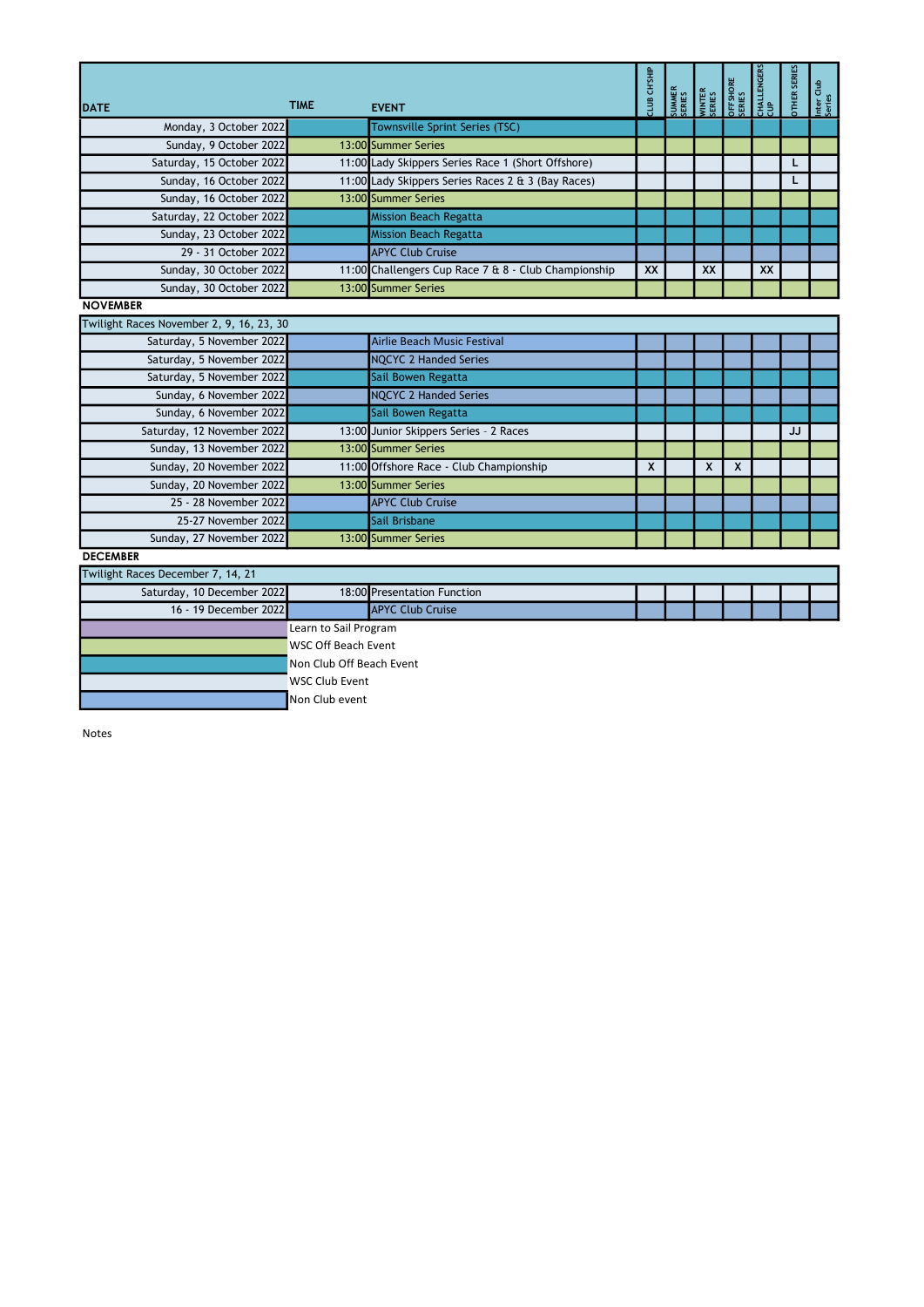| DATE | TIME | EVENT | CLUB CH'SHIP | SUMMER SERIES | WINTER SERIES | OFFSHORE SERIES | CHALLENGERS CUP | OTHER SERIES | Inter Club Series |
|---|---|---|---|---|---|---|---|---|---|
| Monday, 3 October 2022 | | Townsville Sprint Series (TSC) | | | | | | | |
| Sunday, 9 October 2022 | 13:00 | Summer Series | | | | | | | |
| Saturday, 15 October 2022 | 11:00 | Lady Skippers Series Race 1 (Short Offshore) | | | | | | L | |
| Sunday, 16 October 2022 | 11:00 | Lady Skippers Series Races 2 & 3 (Bay Races) | | | | | | L | |
| Sunday, 16 October 2022 | 13:00 | Summer Series | | | | | | | |
| Saturday, 22 October 2022 | | Mission Beach Regatta | | | | | | | |
| Sunday, 23 October 2022 | | Mission Beach Regatta | | | | | | | |
| 29 - 31 October 2022 | | APYC Club Cruise | | | | | | | |
| Sunday, 30 October 2022 | 11:00 | Challengers Cup Race 7 & 8 - Club Championship | XX | | XX | | XX | | |
| Sunday, 30 October 2022 | 13:00 | Summer Series | | | | | | | |
| **NOVEMBER** | | | | | | | | | |
| Twilight Races November 2, 9, 16, 23, 30 | | | | | | | | | |
| Saturday, 5 November 2022 | | Airlie Beach Music Festival | | | | | | | |
| Saturday, 5 November 2022 | | NQCYC 2 Handed Series | | | | | | | |
| Saturday, 5 November 2022 | | Sail Bowen Regatta | | | | | | | |
| Sunday, 6 November 2022 | | NQCYC 2 Handed Series | | | | | | | |
| Sunday, 6 November 2022 | | Sail Bowen Regatta | | | | | | | |
| Saturday, 12 November 2022 | 13:00 | Junior Skippers Series - 2 Races | | | | | | JJ | |
| Sunday, 13 November 2022 | 13:00 | Summer Series | | | | | | | |
| Sunday, 20 November 2022 | 11:00 | Offshore Race - Club Championship | X | | X | X | | | |
| Sunday, 20 November 2022 | 13:00 | Summer Series | | | | | | | |
| 25 - 28 November 2022 | | APYC Club Cruise | | | | | | | |
| 25-27 November 2022 | | Sail Brisbane | | | | | | | |
| Sunday, 27 November 2022 | 13:00 | Summer Series | | | | | | | |
| **DECEMBER** | | | | | | | | | |
| Twilight Races December 7, 14, 21 | | | | | | | | | |
| Saturday, 10 December 2022 | 18:00 | Presentation Function | | | | | | | |
| 16 - 19 December 2022 | | APYC Club Cruise | | | | | | | |

Learn to Sail Program

WSC Off Beach Event

Non Club Off Beach Event

WSC Club Event

Non Club event

Notes